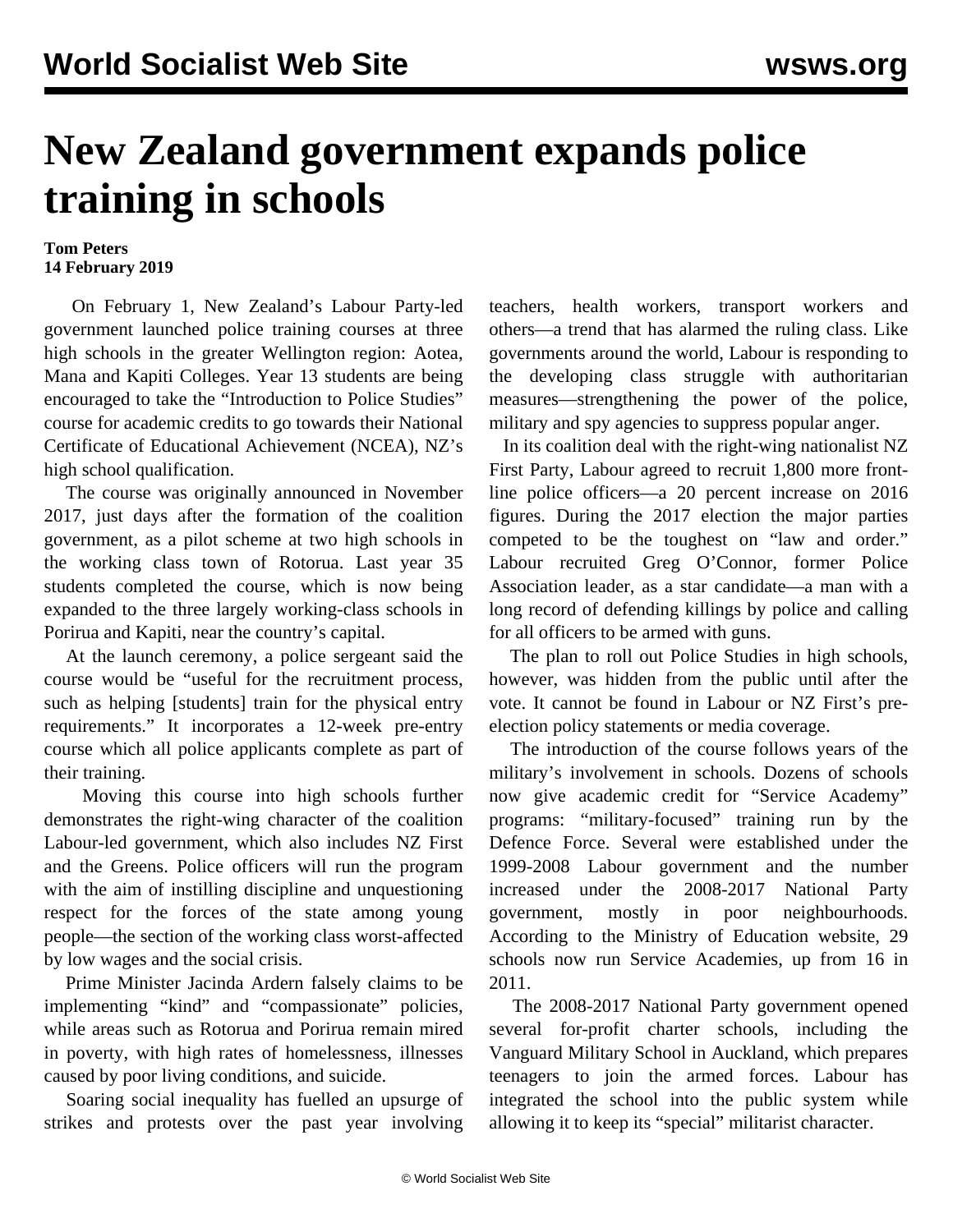# New Zealand government expands police training in schools

**Tom Peters**
**14 February 2019**

On February 1, New Zealand's Labour Party-led government launched police training courses at three high schools in the greater Wellington region: Aotea, Mana and Kapiti Colleges. Year 13 students are being encouraged to take the "Introduction to Police Studies" course for academic credits to go towards their National Certificate of Educational Achievement (NCEA), NZ's high school qualification.

The course was originally announced in November 2017, just days after the formation of the coalition government, as a pilot scheme at two high schools in the working class town of Rotorua. Last year 35 students completed the course, which is now being expanded to the three largely working-class schools in Porirua and Kapiti, near the country's capital.

At the launch ceremony, a police sergeant said the course would be "useful for the recruitment process, such as helping [students] train for the physical entry requirements." It incorporates a 12-week pre-entry course which all police applicants complete as part of their training.

Moving this course into high schools further demonstrates the right-wing character of the coalition Labour-led government, which also includes NZ First and the Greens. Police officers will run the program with the aim of instilling discipline and unquestioning respect for the forces of the state among young people—the section of the working class worst-affected by low wages and the social crisis.

Prime Minister Jacinda Ardern falsely claims to be implementing "kind" and "compassionate" policies, while areas such as Rotorua and Porirua remain mired in poverty, with high rates of homelessness, illnesses caused by poor living conditions, and suicide.

Soaring social inequality has fuelled an upsurge of strikes and protests over the past year involving teachers, health workers, transport workers and others—a trend that has alarmed the ruling class. Like governments around the world, Labour is responding to the developing class struggle with authoritarian measures—strengthening the power of the police, military and spy agencies to suppress popular anger.

In its coalition deal with the right-wing nationalist NZ First Party, Labour agreed to recruit 1,800 more front-line police officers—a 20 percent increase on 2016 figures. During the 2017 election the major parties competed to be the toughest on "law and order." Labour recruited Greg O'Connor, former Police Association leader, as a star candidate—a man with a long record of defending killings by police and calling for all officers to be armed with guns.

The plan to roll out Police Studies in high schools, however, was hidden from the public until after the vote. It cannot be found in Labour or NZ First's pre-election policy statements or media coverage.

The introduction of the course follows years of the military's involvement in schools. Dozens of schools now give academic credit for "Service Academy" programs: "military-focused" training run by the Defence Force. Several were established under the 1999-2008 Labour government and the number increased under the 2008-2017 National Party government, mostly in poor neighbourhoods. According to the Ministry of Education website, 29 schools now run Service Academies, up from 16 in 2011.

The 2008-2017 National Party government opened several for-profit charter schools, including the Vanguard Military School in Auckland, which prepares teenagers to join the armed forces. Labour has integrated the school into the public system while allowing it to keep its "special" militarist character.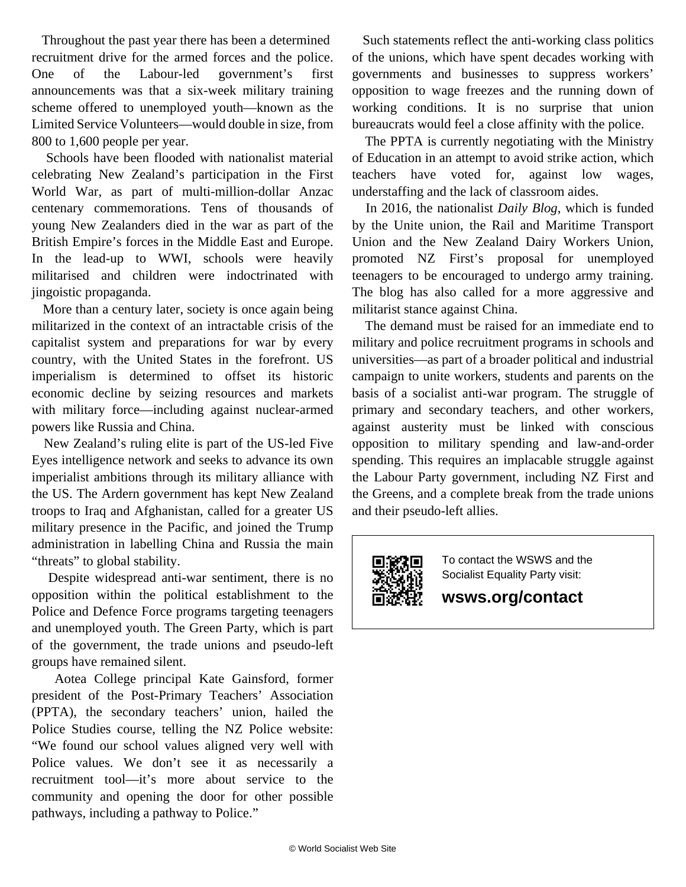Throughout the past year there has been a determined recruitment drive for the armed forces and the police. One of the Labour-led government's first announcements was that a six-week military training scheme offered to unemployed youth—known as the Limited Service Volunteers—would double in size, from 800 to 1,600 people per year.

Schools have been flooded with nationalist material celebrating New Zealand's participation in the First World War, as part of multi-million-dollar Anzac centenary commemorations. Tens of thousands of young New Zealanders died in the war as part of the British Empire's forces in the Middle East and Europe. In the lead-up to WWI, schools were heavily militarised and children were indoctrinated with jingoistic propaganda.

More than a century later, society is once again being militarized in the context of an intractable crisis of the capitalist system and preparations for war by every country, with the United States in the forefront. US imperialism is determined to offset its historic economic decline by seizing resources and markets with military force—including against nuclear-armed powers like Russia and China.

New Zealand's ruling elite is part of the US-led Five Eyes intelligence network and seeks to advance its own imperialist ambitions through its military alliance with the US. The Ardern government has kept New Zealand troops to Iraq and Afghanistan, called for a greater US military presence in the Pacific, and joined the Trump administration in labelling China and Russia the main "threats" to global stability.

Despite widespread anti-war sentiment, there is no opposition within the political establishment to the Police and Defence Force programs targeting teenagers and unemployed youth. The Green Party, which is part of the government, the trade unions and pseudo-left groups have remained silent.

Aotea College principal Kate Gainsford, former president of the Post-Primary Teachers' Association (PPTA), the secondary teachers' union, hailed the Police Studies course, telling the NZ Police website: "We found our school values aligned very well with Police values. We don't see it as necessarily a recruitment tool—it's more about service to the community and opening the door for other possible pathways, including a pathway to Police."

Such statements reflect the anti-working class politics of the unions, which have spent decades working with governments and businesses to suppress workers' opposition to wage freezes and the running down of working conditions. It is no surprise that union bureaucrats would feel a close affinity with the police.

The PPTA is currently negotiating with the Ministry of Education in an attempt to avoid strike action, which teachers have voted for, against low wages, understaffing and the lack of classroom aides.

In 2016, the nationalist *Daily Blog*, which is funded by the Unite union, the Rail and Maritime Transport Union and the New Zealand Dairy Workers Union, promoted NZ First's proposal for unemployed teenagers to be encouraged to undergo army training. The blog has also called for a more aggressive and militarist stance against China.

The demand must be raised for an immediate end to military and police recruitment programs in schools and universities—as part of a broader political and industrial campaign to unite workers, students and parents on the basis of a socialist anti-war program. The struggle of primary and secondary teachers, and other workers, against austerity must be linked with conscious opposition to military spending and law-and-order spending. This requires an implacable struggle against the Labour Party government, including NZ First and the Greens, and a complete break from the trade unions and their pseudo-left allies.

To contact the WSWS and the Socialist Equality Party visit:

**wsws.org/contact**